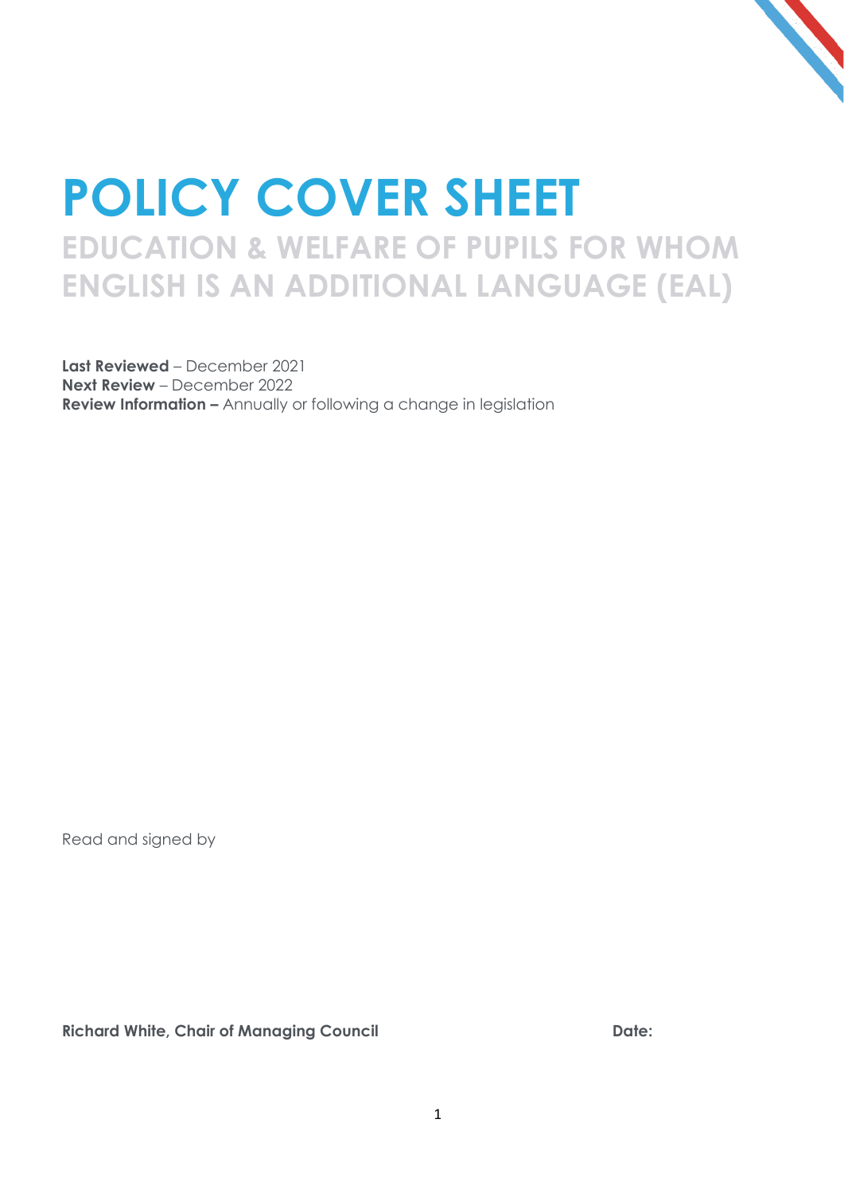# POLICY COVER SHEET

## EDUCATION & WELFARE OF PUPILS FOR WHOM ENGLISH IS AN ADDITIONAL LANGUAGE (EAL)

**Last Reviewed** – December 2021
**Next Review** – December 2022
**Review Information –** Annually or following a change in legislation

Read and signed by

**Richard White, Chair of Managing Council** **Date:**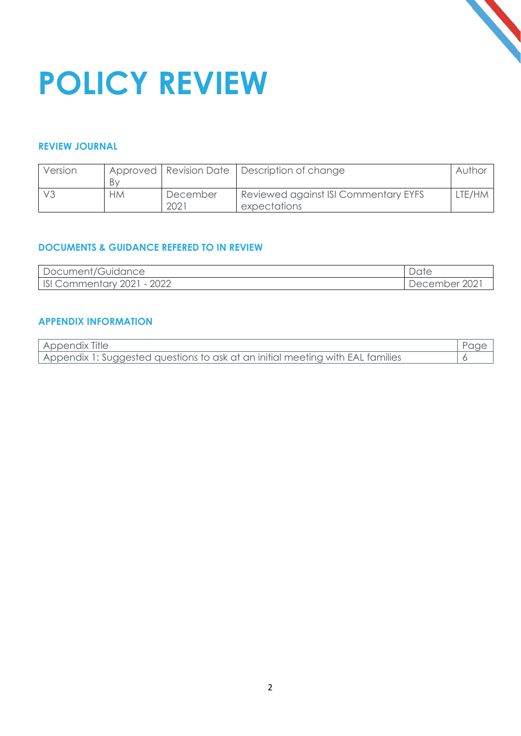# POLICY REVIEW

## REVIEW JOURNAL

| Version | Approved By | Revision Date | Description of change | Author |
|---|---|---|---|---|
| V3 | HM | December 2021 | Reviewed against ISI Commentary EYFS expectations | LTE/HM |

## DOCUMENTS & GUIDANCE REFERED TO IN REVIEW

| Document/Guidance | Date |
|---|---|
| ISI Commentary 2021 - 2022 | December 2021 |

## APPENDIX INFORMATION

| Appendix Title | Page |
|---|---|
| Appendix 1: Suggested questions to ask at an initial meeting with EAL families | 6 |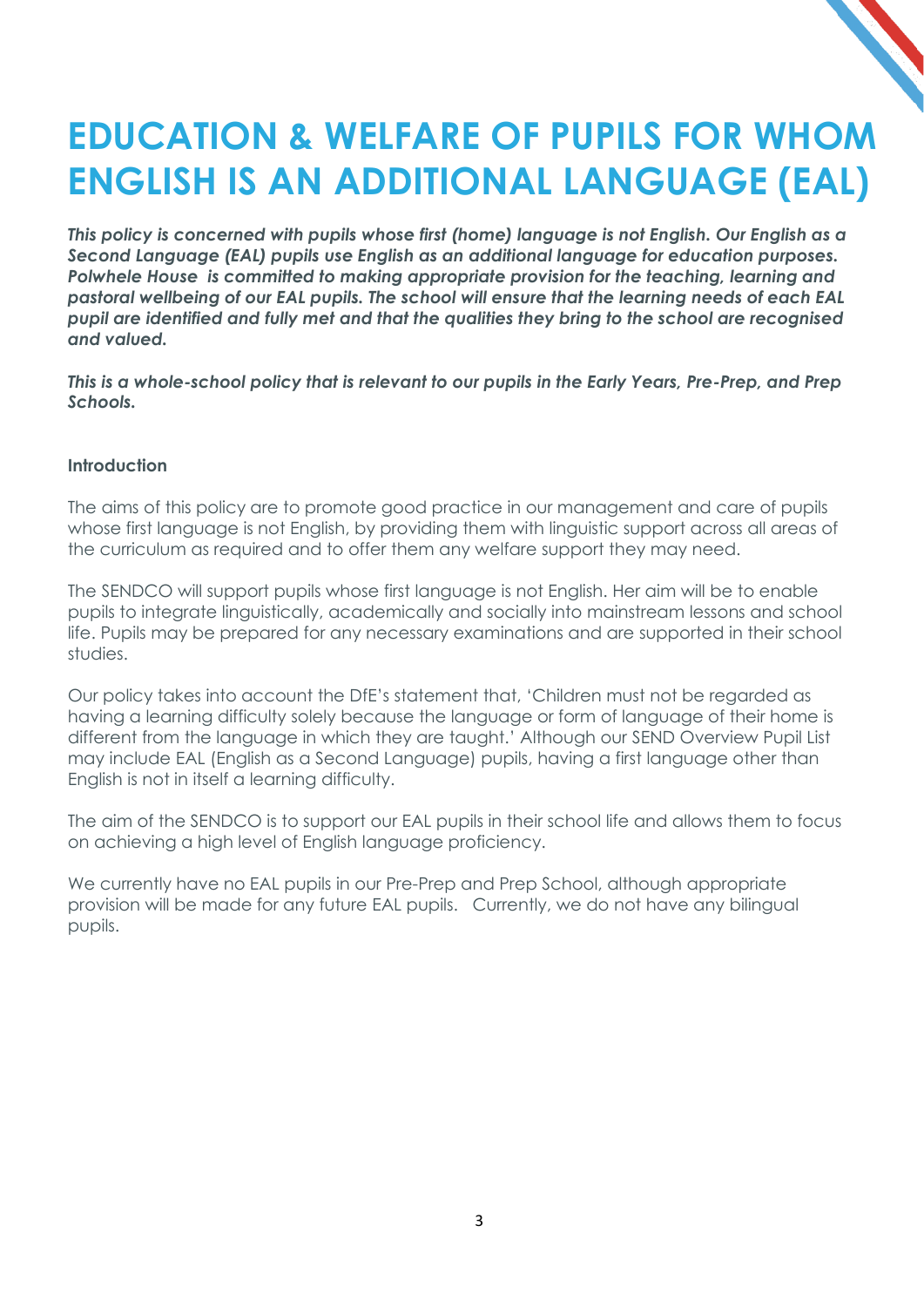# EDUCATION & WELFARE OF PUPILS FOR WHOM ENGLISH IS AN ADDITIONAL LANGUAGE (EAL)

***This policy is concerned with pupils whose first (home) language is not English. Our English as a Second Language (EAL) pupils use English as an additional language for education purposes. Polwhele House is committed to making appropriate provision for the teaching, learning and pastoral wellbeing of our EAL pupils. The school will ensure that the learning needs of each EAL pupil are identified and fully met and that the qualities they bring to the school are recognised and valued.***

***This is a whole-school policy that is relevant to our pupils in the Early Years, Pre-Prep, and Prep Schools.***

**Introduction**

The aims of this policy are to promote good practice in our management and care of pupils whose first language is not English, by providing them with linguistic support across all areas of the curriculum as required and to offer them any welfare support they may need.

The SENDCO will support pupils whose first language is not English. Her aim will be to enable pupils to integrate linguistically, academically and socially into mainstream lessons and school life. Pupils may be prepared for any necessary examinations and are supported in their school studies.

Our policy takes into account the DfE's statement that, 'Children must not be regarded as having a learning difficulty solely because the language or form of language of their home is different from the language in which they are taught.' Although our SEND Overview Pupil List may include EAL (English as a Second Language) pupils, having a first language other than English is not in itself a learning difficulty.

The aim of the SENDCO is to support our EAL pupils in their school life and allows them to focus on achieving a high level of English language proficiency.

We currently have no EAL pupils in our Pre-Prep and Prep School, although appropriate provision will be made for any future EAL pupils. Currently, we do not have any bilingual pupils.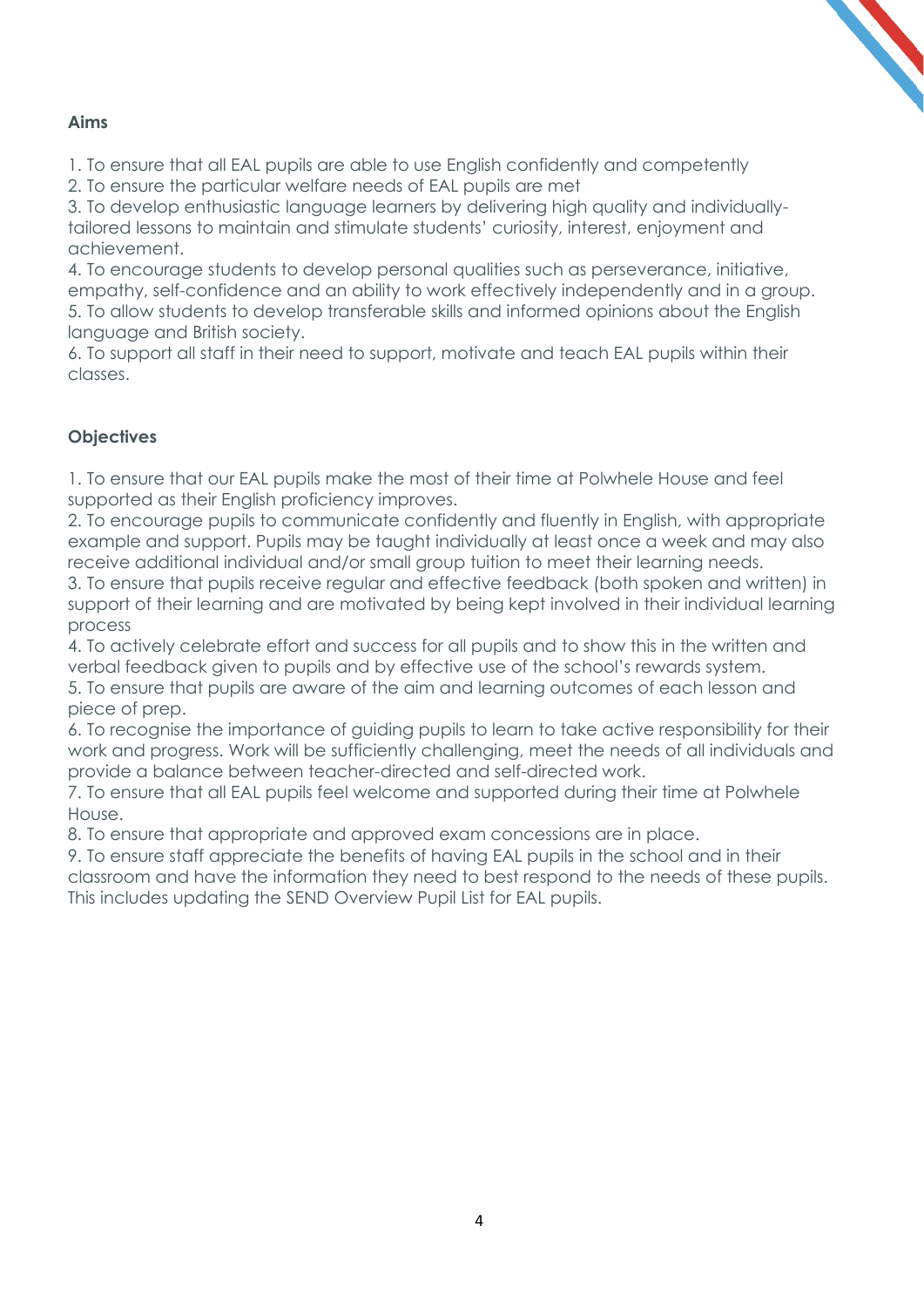**Aims**

1. To ensure that all EAL pupils are able to use English confidently and competently
2. To ensure the particular welfare needs of EAL pupils are met
3. To develop enthusiastic language learners by delivering high quality and individually-tailored lessons to maintain and stimulate students' curiosity, interest, enjoyment and achievement.
4. To encourage students to develop personal qualities such as perseverance, initiative, empathy, self-confidence and an ability to work effectively independently and in a group.
5. To allow students to develop transferable skills and informed opinions about the English language and British society.
6. To support all staff in their need to support, motivate and teach EAL pupils within their classes.

**Objectives**

1. To ensure that our EAL pupils make the most of their time at Polwhele House and feel supported as their English proficiency improves.
2. To encourage pupils to communicate confidently and fluently in English, with appropriate example and support. Pupils may be taught individually at least once a week and may also receive additional individual and/or small group tuition to meet their learning needs.
3. To ensure that pupils receive regular and effective feedback (both spoken and written) in support of their learning and are motivated by being kept involved in their individual learning process
4. To actively celebrate effort and success for all pupils and to show this in the written and verbal feedback given to pupils and by effective use of the school's rewards system.
5. To ensure that pupils are aware of the aim and learning outcomes of each lesson and piece of prep.
6. To recognise the importance of guiding pupils to learn to take active responsibility for their work and progress. Work will be sufficiently challenging, meet the needs of all individuals and provide a balance between teacher-directed and self-directed work.
7. To ensure that all EAL pupils feel welcome and supported during their time at Polwhele House.
8. To ensure that appropriate and approved exam concessions are in place.
9. To ensure staff appreciate the benefits of having EAL pupils in the school and in their classroom and have the information they need to best respond to the needs of these pupils. This includes updating the SEND Overview Pupil List for EAL pupils.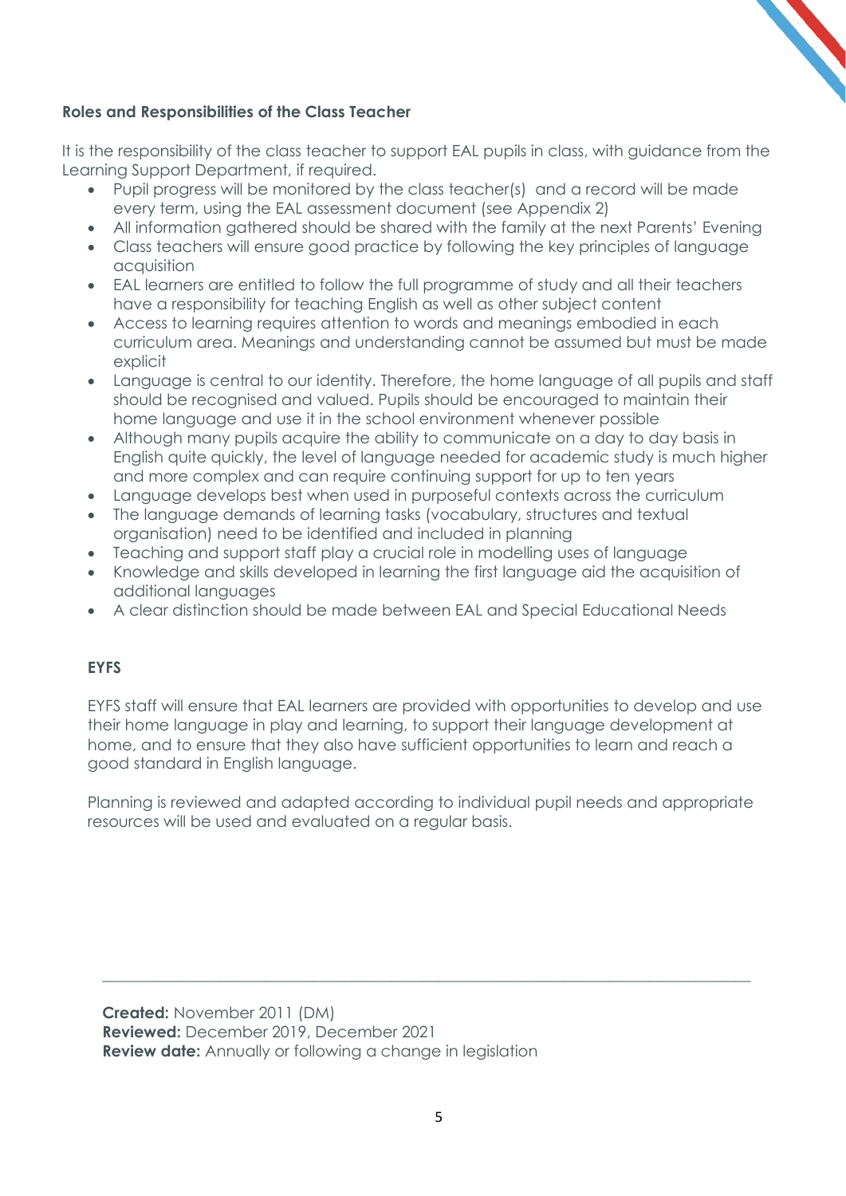### Roles and Responsibilities of the Class Teacher

It is the responsibility of the class teacher to support EAL pupils in class, with guidance from the Learning Support Department, if required.

- Pupil progress will be monitored by the class teacher(s) and a record will be made every term, using the EAL assessment document (see Appendix 2)
- All information gathered should be shared with the family at the next Parents' Evening
- Class teachers will ensure good practice by following the key principles of language acquisition
- EAL learners are entitled to follow the full programme of study and all their teachers have a responsibility for teaching English as well as other subject content
- Access to learning requires attention to words and meanings embodied in each curriculum area. Meanings and understanding cannot be assumed but must be made explicit
- Language is central to our identity. Therefore, the home language of all pupils and staff should be recognised and valued. Pupils should be encouraged to maintain their home language and use it in the school environment whenever possible
- Although many pupils acquire the ability to communicate on a day to day basis in English quite quickly, the level of language needed for academic study is much higher and more complex and can require continuing support for up to ten years
- Language develops best when used in purposeful contexts across the curriculum
- The language demands of learning tasks (vocabulary, structures and textual organisation) need to be identified and included in planning
- Teaching and support staff play a crucial role in modelling uses of language
- Knowledge and skills developed in learning the first language aid the acquisition of additional languages
- A clear distinction should be made between EAL and Special Educational Needs

### EYFS

EYFS staff will ensure that EAL learners are provided with opportunities to develop and use their home language in play and learning, to support their language development at home, and to ensure that they also have sufficient opportunities to learn and reach a good standard in English language.

Planning is reviewed and adapted according to individual pupil needs and appropriate resources will be used and evaluated on a regular basis.

---

**Created:** November 2011 (DM)
**Reviewed:** December 2019, December 2021
**Review date:** Annually or following a change in legislation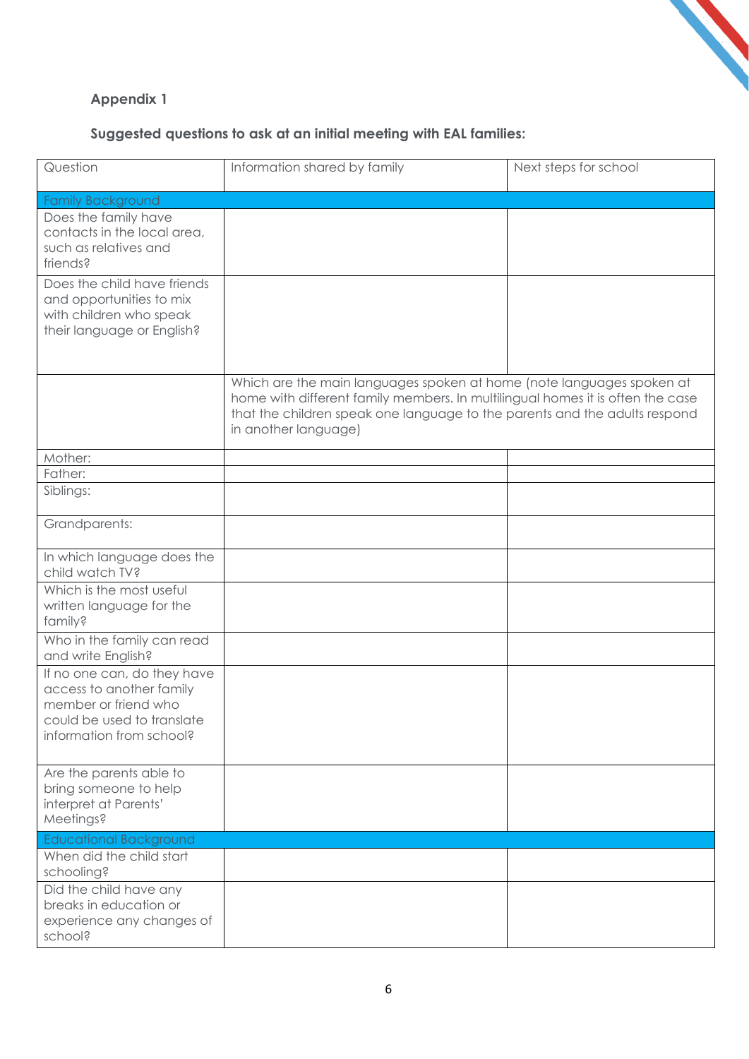**Appendix 1**

**Suggested questions to ask at an initial meeting with EAL families:**

| Question | Information shared by family | Next steps for school |
|---|---|---|
| Family Background | | |
| Does the family have contacts in the local area, such as relatives and friends? | | |
| Does the child have friends and opportunities to mix with children who speak their language or English? | | |
| | Which are the main languages spoken at home (note languages spoken at home with different family members. In multilingual homes it is often the case that the children speak one language to the parents and the adults respond in another language) | |
| Mother: | | |
| Father: | | |
| Siblings: | | |
| Grandparents: | | |
| In which language does the child watch TV? | | |
| Which is the most useful written language for the family? | | |
| Who in the family can read and write English? | | |
| If no one can, do they have access to another family member or friend who could be used to translate information from school? | | |
| Are the parents able to bring someone to help interpret at Parents' Meetings? | | |
| Educational Background | | |
| When did the child start schooling? | | |
| Did the child have any breaks in education or experience any changes of school? | | |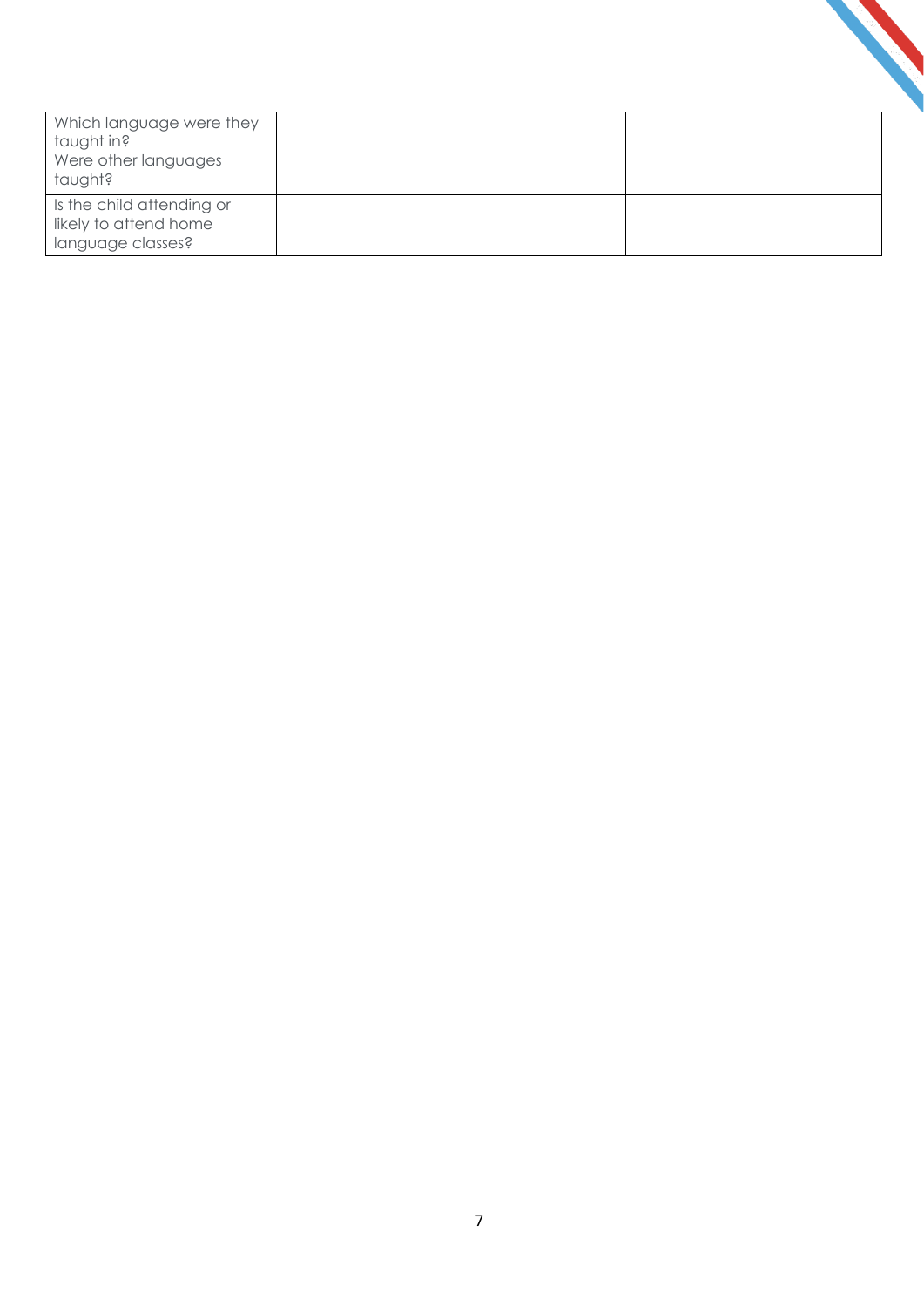| | | |
|---|---|---|
| Which language were they taught in?<br>Were other languages taught? | | |
| Is the child attending or likely to attend home language classes? | | |